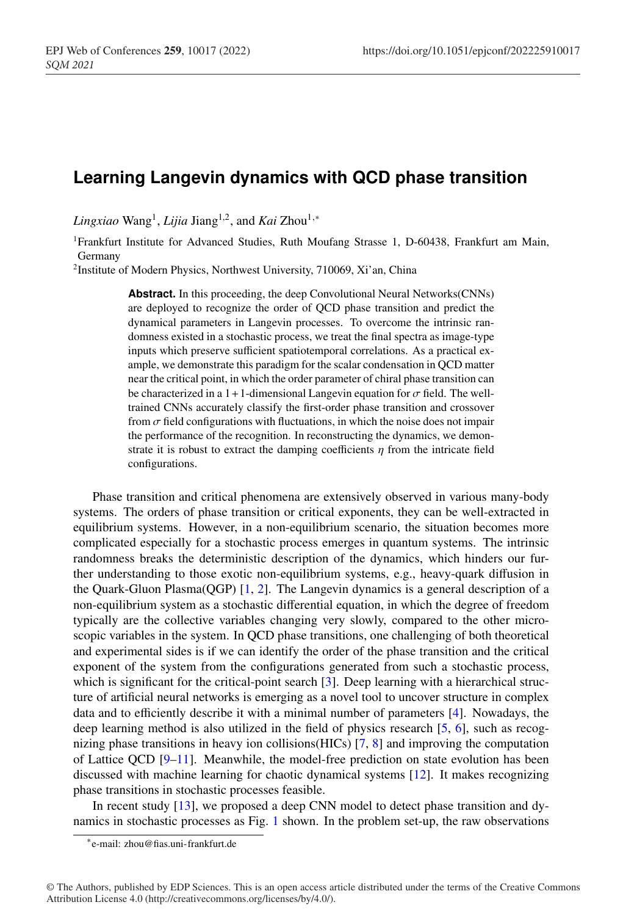# Learning Langevin dynamics with QCD phase transition

*Lingxiao* Wang[1], *Lijia* Jiang[1,2], and *Kai* Zhou[1,*]

[1]Frankfurt Institute for Advanced Studies, Ruth Moufang Strasse 1, D-60438, Frankfurt am Main, Germany

[2]Institute of Modern Physics, Northwest University, 710069, Xi'an, China

**Abstract.** In this proceeding, the deep Convolutional Neural Networks(CNNs) are deployed to recognize the order of QCD phase transition and predict the dynamical parameters in Langevin processes. To overcome the intrinsic randomness existed in a stochastic process, we treat the final spectra as image-type inputs which preserve sufficient spatiotemporal correlations. As a practical example, we demonstrate this paradigm for the scalar condensation in QCD matter near the critical point, in which the order parameter of chiral phase transition can be characterized in a $1+1$-dimensional Langevin equation for $\sigma$ field. The well-trained CNNs accurately classify the first-order phase transition and crossover from $\sigma$ field configurations with fluctuations, in which the noise does not impair the performance of the recognition. In reconstructing the dynamics, we demonstrate it is robust to extract the damping coefficients $\eta$ from the intricate field configurations.

Phase transition and critical phenomena are extensively observed in various many-body systems. The orders of phase transition or critical exponents, they can be well-extracted in equilibrium systems. However, in a non-equilibrium scenario, the situation becomes more complicated especially for a stochastic process emerges in quantum systems. The intrinsic randomness breaks the deterministic description of the dynamics, which hinders our further understanding to those exotic non-equilibrium systems, e.g., heavy-quark diffusion in the Quark-Gluon Plasma(QGP) [1, 2]. The Langevin dynamics is a general description of a non-equilibrium system as a stochastic differential equation, in which the degree of freedom typically are the collective variables changing very slowly, compared to the other microscopic variables in the system. In QCD phase transitions, one challenging of both theoretical and experimental sides is if we can identify the order of the phase transition and the critical exponent of the system from the configurations generated from such a stochastic process, which is significant for the critical-point search [3]. Deep learning with a hierarchical structure of artificial neural networks is emerging as a novel tool to uncover structure in complex data and to efficiently describe it with a minimal number of parameters [4]. Nowadays, the deep learning method is also utilized in the field of physics research [5, 6], such as recognizing phase transitions in heavy ion collisions(HICs) [7, 8] and improving the computation of Lattice QCD [9–11]. Meanwhile, the model-free prediction on state evolution has been discussed with machine learning for chaotic dynamical systems [12]. It makes recognizing phase transitions in stochastic processes feasible.

In recent study [13], we proposed a deep CNN model to detect phase transition and dynamics in stochastic processes as Fig. 1 shown. In the problem set-up, the raw observations

[*]e-mail: zhou@fias.uni-frankfurt.de

© The Authors, published by EDP Sciences. This is an open access article distributed under the terms of the Creative Commons Attribution License 4.0 (http://creativecommons.org/licenses/by/4.0/).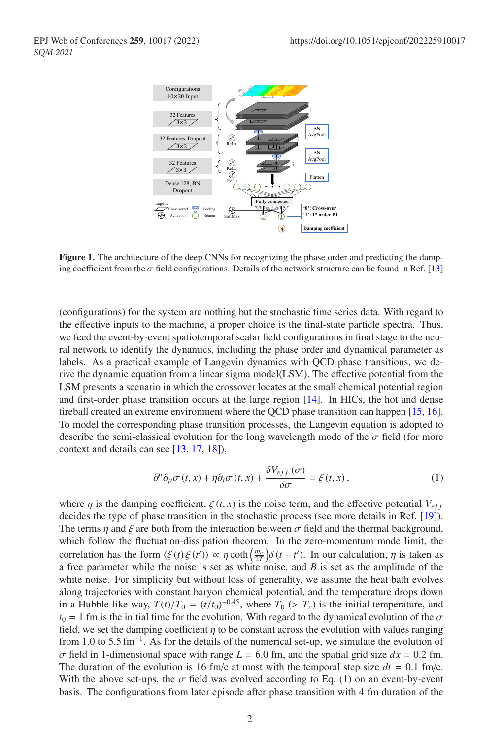**Figure 1.** The architecture of the deep CNNs for recognizing the phase order and predicting the damping coefficient from the $\sigma$ field configurations. Details of the network structure can be found in Ref. [13]

(configurations) for the system are nothing but the stochastic time series data. With regard to the effective inputs to the machine, a proper choice is the final-state particle spectra. Thus, we feed the event-by-event spatiotemporal scalar field configurations in final stage to the neural network to identify the dynamics, including the phase order and dynamical parameter as labels. As a practical example of Langevin dynamics with QCD phase transitions, we derive the dynamic equation from a linear sigma model(LSM). The effective potential from the LSM presents a scenario in which the crossover locates at the small chemical potential region and first-order phase transition occurs at the large region [14]. In HICs, the hot and dense fireball created an extreme environment where the QCD phase transition can happen [15, 16]. To model the corresponding phase transition processes, the Langevin equation is adopted to describe the semi-classical evolution for the long wavelength mode of the $\sigma$ field (for more context and details can see [13, 17, 18]),

$$\partial^{\mu}\partial_{\mu}\sigma(t,x) + \eta\partial_t\sigma(t,x) + \frac{\delta V_{eff}(\sigma)}{\delta\sigma} = \xi(t,x), \tag{1}$$

where $\eta$ is the damping coefficient, $\xi(t,x)$ is the noise term, and the effective potential $V_{eff}$ decides the type of phase transition in the stochastic process (see more details in Ref. [19]). The terms $\eta$ and $\xi$ are both from the interaction between $\sigma$ field and the thermal background, which follow the fluctuation-dissipation theorem. In the zero-momentum mode limit, the correlation has the form $\langle\xi(t)\xi(t')\rangle \propto \eta \coth\left(\frac{m_\sigma}{2T}\right)\delta(t-t')$. In our calculation, $\eta$ is taken as a free parameter while the noise is set as white noise, and $B$ is set as the amplitude of the white noise. For simplicity but without loss of generality, we assume the heat bath evolves along trajectories with constant baryon chemical potential, and the temperature drops down in a Hubble-like way, $T(t)/T_0 = (t/t_0)^{-0.45}$, where $T_0$ ($> T_c$) is the initial temperature, and $t_0 = 1$ fm is the initial time for the evolution. With regard to the dynamical evolution of the $\sigma$ field, we set the damping coefficient $\eta$ to be constant across the evolution with values ranging from 1.0 to 5.5 $\text{fm}^{-1}$. As for the details of the numerical set-up, we simulate the evolution of $\sigma$ field in 1-dimensional space with range $L = 6.0$ fm, and the spatial grid size $dx = 0.2$ fm. The duration of the evolution is 16 fm/c at most with the temporal step size $dt = 0.1$ fm/c. With the above set-ups, the $\sigma$ field was evolved according to Eq. (1) on an event-by-event basis. The configurations from later episode after phase transition with 4 fm duration of the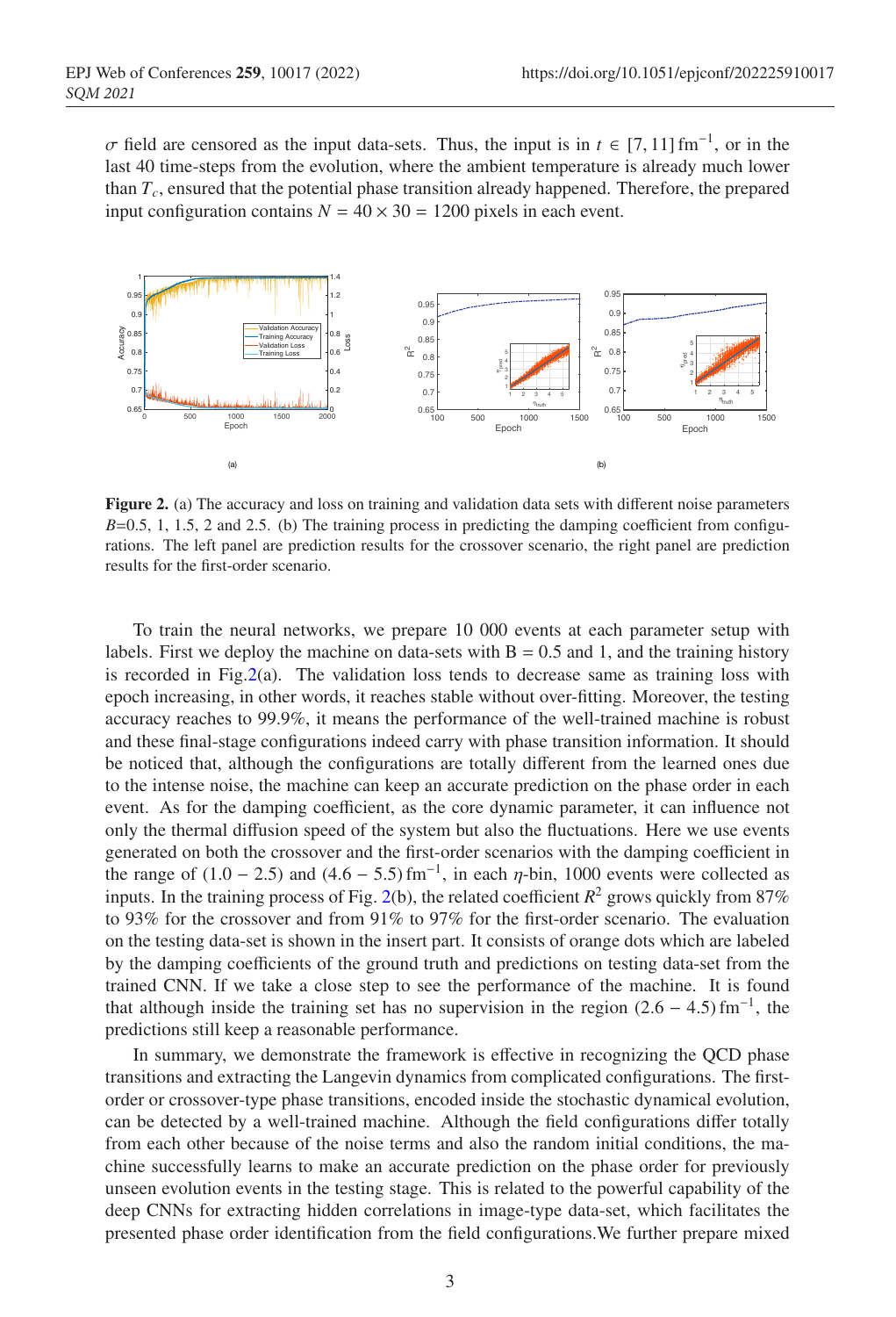$\sigma$ field are censored as the input data-sets. Thus, the input is in $t \in [7, 11]\,\text{fm}^{-1}$, or in the last 40 time-steps from the evolution, where the ambient temperature is already much lower than $T_c$, ensured that the potential phase transition already happened. Therefore, the prepared input configuration contains $N = 40 \times 30 = 1200$ pixels in each event.

**Figure 2.** (a) The accuracy and loss on training and validation data sets with different noise parameters $B$=0.5, 1, 1.5, 2 and 2.5. (b) The training process in predicting the damping coefficient from configurations. The left panel are prediction results for the crossover scenario, the right panel are prediction results for the first-order scenario.

To train the neural networks, we prepare 10 000 events at each parameter setup with labels. First we deploy the machine on data-sets with B = 0.5 and 1, and the training history is recorded in Fig.2(a). The validation loss tends to decrease same as training loss with epoch increasing, in other words, it reaches stable without over-fitting. Moreover, the testing accuracy reaches to 99.9%, it means the performance of the well-trained machine is robust and these final-stage configurations indeed carry with phase transition information. It should be noticed that, although the configurations are totally different from the learned ones due to the intense noise, the machine can keep an accurate prediction on the phase order in each event. As for the damping coefficient, as the core dynamic parameter, it can influence not only the thermal diffusion speed of the system but also the fluctuations. Here we use events generated on both the crossover and the first-order scenarios with the damping coefficient in the range of $(1.0 - 2.5)$ and $(4.6 - 5.5)\,\text{fm}^{-1}$, in each $\eta$-bin, 1000 events were collected as inputs. In the training process of Fig. 2(b), the related coefficient $R^2$ grows quickly from 87% to 93% for the crossover and from 91% to 97% for the first-order scenario. The evaluation on the testing data-set is shown in the insert part. It consists of orange dots which are labeled by the damping coefficients of the ground truth and predictions on testing data-set from the trained CNN. If we take a close step to see the performance of the machine. It is found that although inside the training set has no supervision in the region $(2.6 - 4.5)\,\text{fm}^{-1}$, the predictions still keep a reasonable performance.

In summary, we demonstrate the framework is effective in recognizing the QCD phase transitions and extracting the Langevin dynamics from complicated configurations. The first-order or crossover-type phase transitions, encoded inside the stochastic dynamical evolution, can be detected by a well-trained machine. Although the field configurations differ totally from each other because of the noise terms and also the random initial conditions, the machine successfully learns to make an accurate prediction on the phase order for previously unseen evolution events in the testing stage. This is related to the powerful capability of the deep CNNs for extracting hidden correlations in image-type data-set, which facilitates the presented phase order identification from the field configurations.We further prepare mixed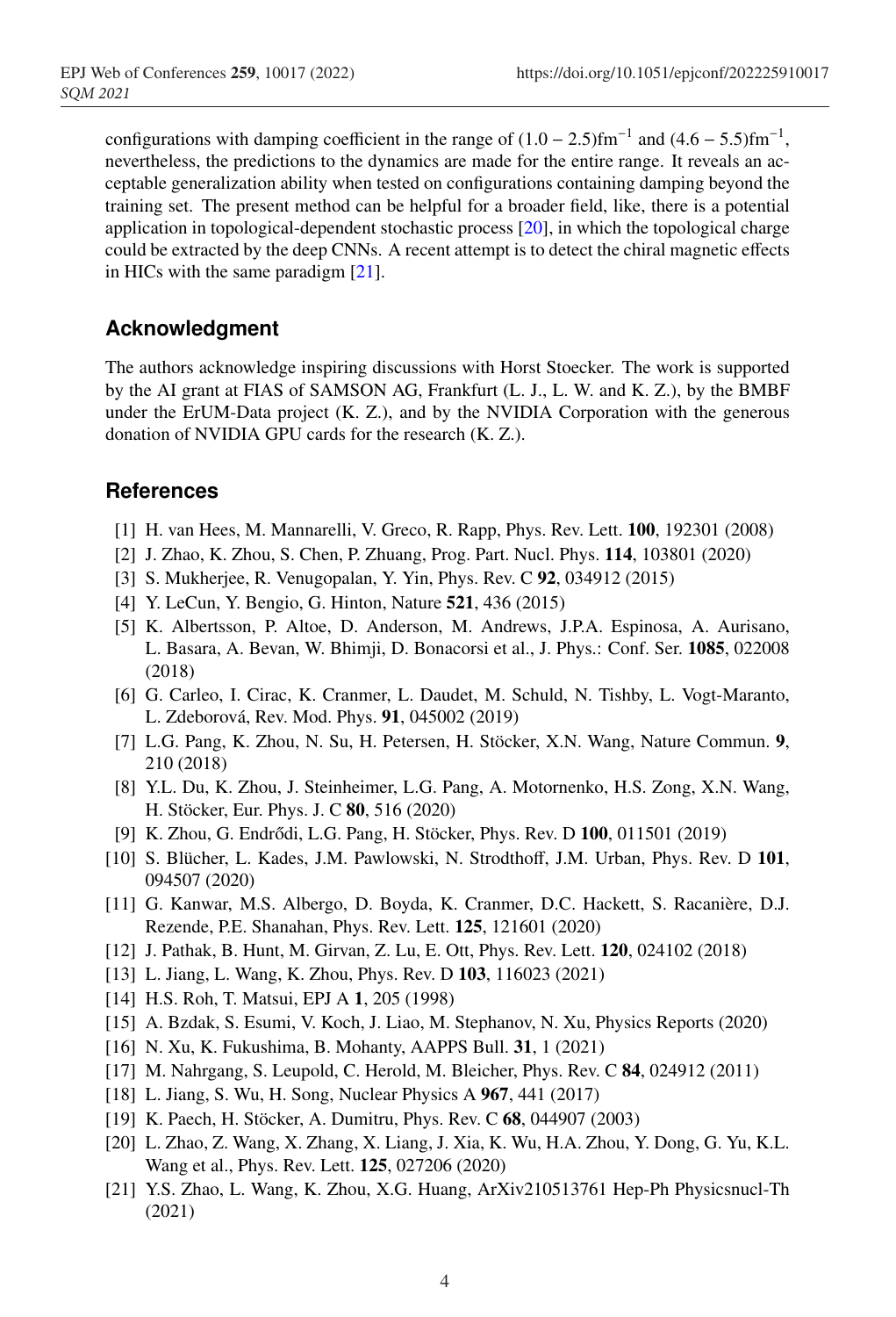configurations with damping coefficient in the range of $(1.0 - 2.5)\text{fm}^{-1}$ and $(4.6 - 5.5)\text{fm}^{-1}$, nevertheless, the predictions to the dynamics are made for the entire range. It reveals an acceptable generalization ability when tested on configurations containing damping beyond the training set. The present method can be helpful for a broader field, like, there is a potential application in topological-dependent stochastic process [20], in which the topological charge could be extracted by the deep CNNs. A recent attempt is to detect the chiral magnetic effects in HICs with the same paradigm [21].

## Acknowledgment

The authors acknowledge inspiring discussions with Horst Stoecker. The work is supported by the AI grant at FIAS of SAMSON AG, Frankfurt (L. J., L. W. and K. Z.), by the BMBF under the ErUM-Data project (K. Z.), and by the NVIDIA Corporation with the generous donation of NVIDIA GPU cards for the research (K. Z.).

## References

[1] H. van Hees, M. Mannarelli, V. Greco, R. Rapp, Phys. Rev. Lett. **100**, 192301 (2008)

[2] J. Zhao, K. Zhou, S. Chen, P. Zhuang, Prog. Part. Nucl. Phys. **114**, 103801 (2020)

[3] S. Mukherjee, R. Venugopalan, Y. Yin, Phys. Rev. C **92**, 034912 (2015)

[4] Y. LeCun, Y. Bengio, G. Hinton, Nature **521**, 436 (2015)

[5] K. Albertsson, P. Altoe, D. Anderson, M. Andrews, J.P.A. Espinosa, A. Aurisano, L. Basara, A. Bevan, W. Bhimji, D. Bonacorsi et al., J. Phys.: Conf. Ser. **1085**, 022008 (2018)

[6] G. Carleo, I. Cirac, K. Cranmer, L. Daudet, M. Schuld, N. Tishby, L. Vogt-Maranto, L. Zdeborová, Rev. Mod. Phys. **91**, 045002 (2019)

[7] L.G. Pang, K. Zhou, N. Su, H. Petersen, H. Stöcker, X.N. Wang, Nature Commun. **9**, 210 (2018)

[8] Y.L. Du, K. Zhou, J. Steinheimer, L.G. Pang, A. Motornenko, H.S. Zong, X.N. Wang, H. Stöcker, Eur. Phys. J. C **80**, 516 (2020)

[9] K. Zhou, G. Endrődi, L.G. Pang, H. Stöcker, Phys. Rev. D **100**, 011501 (2019)

[10] S. Blücher, L. Kades, J.M. Pawlowski, N. Strodthoff, J.M. Urban, Phys. Rev. D **101**, 094507 (2020)

[11] G. Kanwar, M.S. Albergo, D. Boyda, K. Cranmer, D.C. Hackett, S. Racanière, D.J. Rezende, P.E. Shanahan, Phys. Rev. Lett. **125**, 121601 (2020)

[12] J. Pathak, B. Hunt, M. Girvan, Z. Lu, E. Ott, Phys. Rev. Lett. **120**, 024102 (2018)

[13] L. Jiang, L. Wang, K. Zhou, Phys. Rev. D **103**, 116023 (2021)

[14] H.S. Roh, T. Matsui, EPJ A **1**, 205 (1998)

[15] A. Bzdak, S. Esumi, V. Koch, J. Liao, M. Stephanov, N. Xu, Physics Reports (2020)

[16] N. Xu, K. Fukushima, B. Mohanty, AAPPS Bull. **31**, 1 (2021)

[17] M. Nahrgang, S. Leupold, C. Herold, M. Bleicher, Phys. Rev. C **84**, 024912 (2011)

[18] L. Jiang, S. Wu, H. Song, Nuclear Physics A **967**, 441 (2017)

[19] K. Paech, H. Stöcker, A. Dumitru, Phys. Rev. C **68**, 044907 (2003)

[20] L. Zhao, Z. Wang, X. Zhang, X. Liang, J. Xia, K. Wu, H.A. Zhou, Y. Dong, G. Yu, K.L. Wang et al., Phys. Rev. Lett. **125**, 027206 (2020)

[21] Y.S. Zhao, L. Wang, K. Zhou, X.G. Huang, ArXiv210513761 Hep-Ph Physicsnucl-Th (2021)